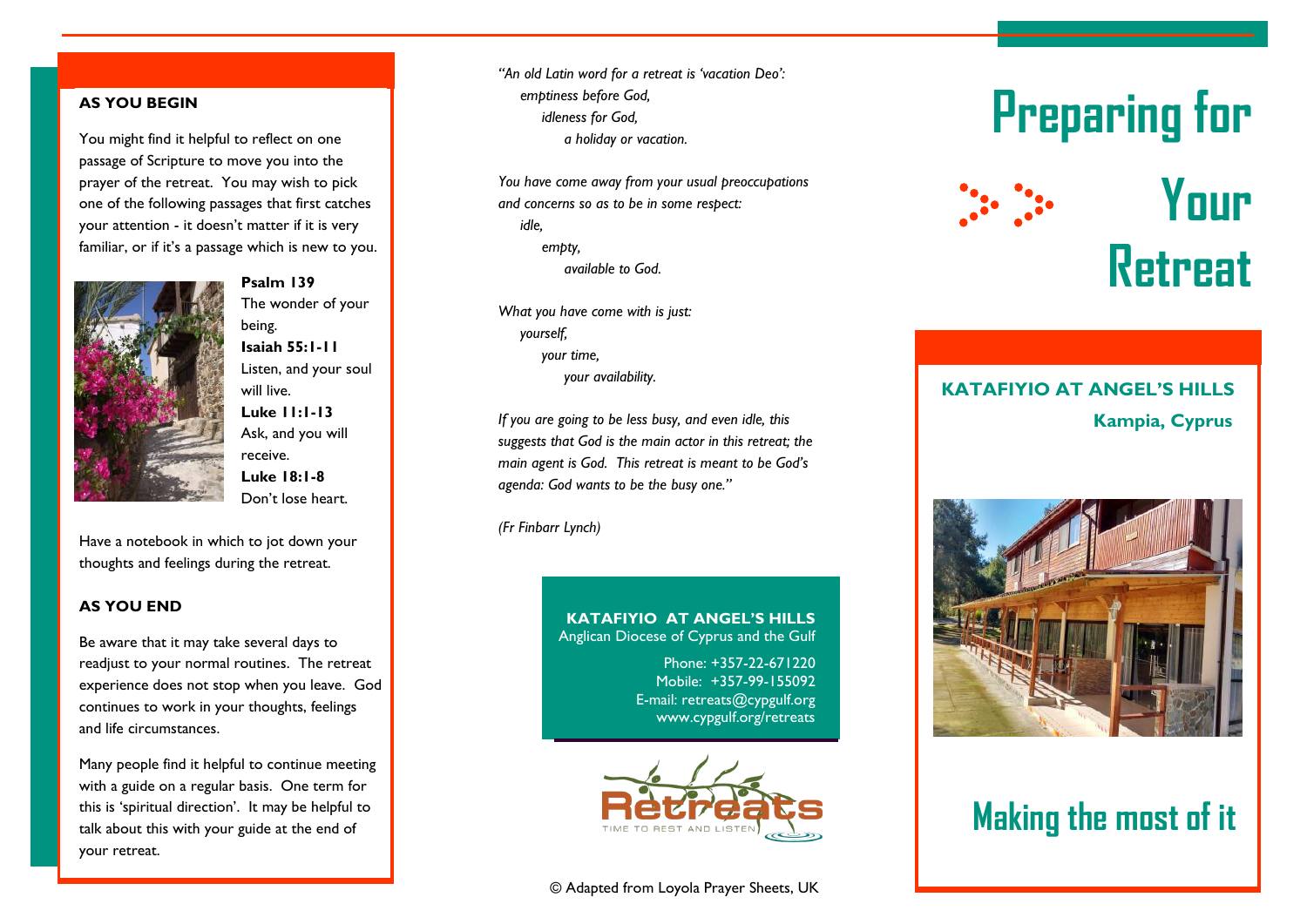### AS YOU BEGIN

You might find it helpful to reflect on one passage of Scripture to move you into the prayer of the retreat. You may wish to pick one of the following passages that first catches your attention - it doesn't matter if it's very familiar, or if it's a passage which is new to you.

**Psalm 139**
The wonder of your being.

**Isaiah 55:1-11**
Listen, and your soul will live.

**Luke 11:1-13**
Ask, and you will receive.

**Luke 18:1-8**
Don't lose heart.

Have a notebook in which to jot down your thoughts and feelings during the retreat.

### AS YOU END

Be aware that it may take several days to readjust to your normal routines. The retreat experience does not stop when you leave. God continues to work in your thoughts, feelings and life circumstances.

Many people find it helpful to continue meeting with a guide on a regular basis. One term for this is 'spiritual direction'. It may be helpful to talk about this with your guide at the end of your retreat.

*"An old Latin word for a retreat is 'vacation Deo':*
*emptiness before God,*
*idleness for God,*
*a holiday or vacation.*

*You have come away from your usual preoccupations and concerns so as to be in some respect:*
*idle,*
*empty,*
*available to God.*

*What you have come with is just:*
*yourself,*
*your time,*
*your availability.*

*If you are going to be less busy, and even idle, this suggests that God is the main actor in this retreat; the main agent is God. This retreat is meant to be God's agenda: God wants to be the busy one."*

*(Fr Finbarr Lynch)*

**KATAFIYIO AT ANGEL'S HILLS**
Anglican Diocese of Cyprus and the Gulf

Phone: +357-22-671220
Mobile: +357-99-155092
E-mail: retreats@cypgulf.org
www.cypgulf.org/retreats

Retreats
TIME TO REST AND LISTEN

© Adapted from Loyola Prayer Sheets, UK

# Preparing for Your Retreat

## KATAFIYIO AT ANGEL'S HILLS
**Kampia, Cyprus**

## Making the most of it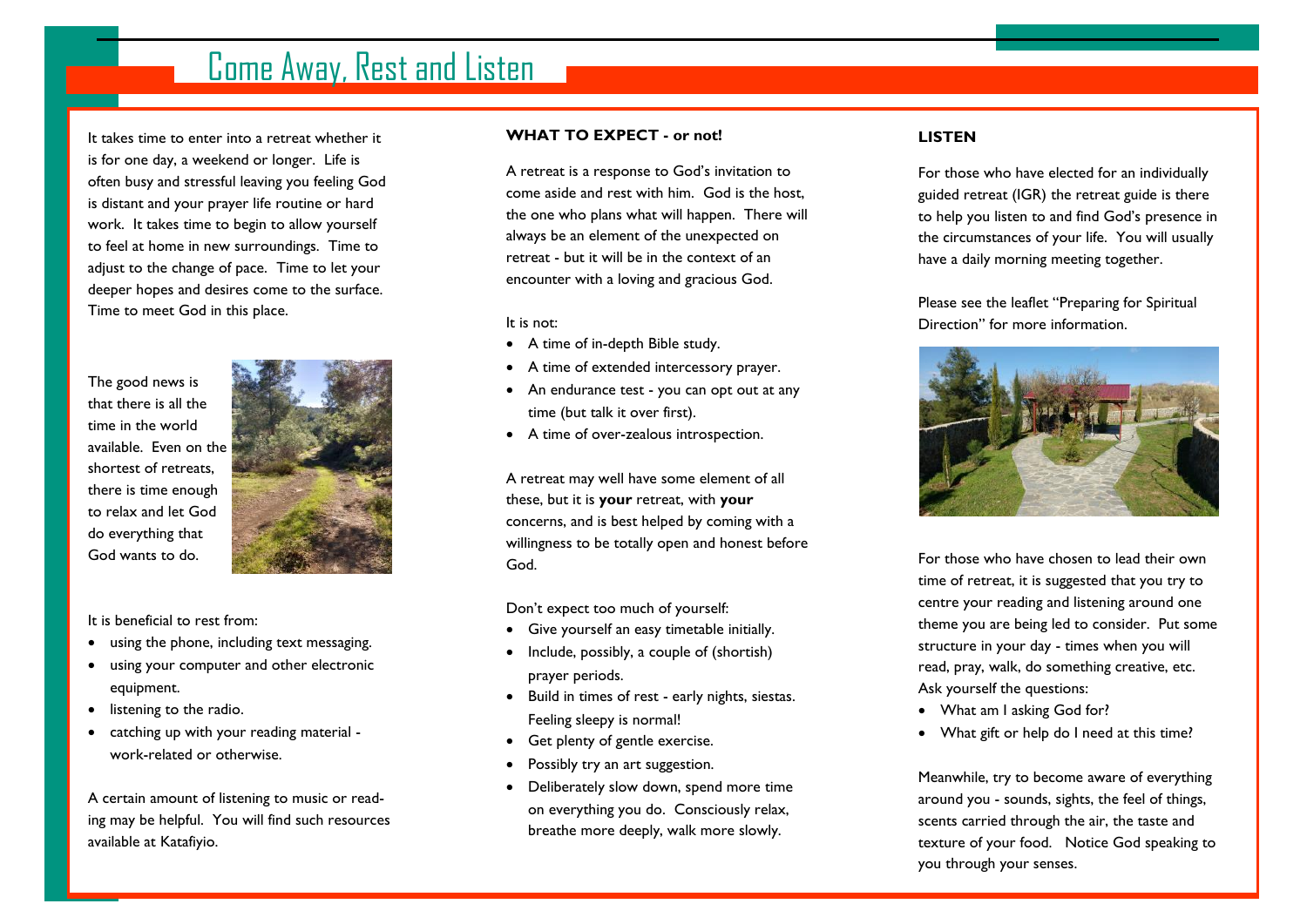# Come Away, Rest and Listen

It takes time to enter into a retreat whether it is for one day, a weekend or longer. Life is often busy and stressful leaving you feeling God is distant and your prayer life routine or hard work. It takes time to begin to allow yourself to feel at home in new surroundings. Time to adjust to the change of pace. Time to let your deeper hopes and desires come to the surface. Time to meet God in this place.

The good news is that there is all the time in the world available. Even on the shortest of retreats, there is time enough to relax and let God do everything that God wants to do.

It is beneficial to rest from:

- using the phone, including text messaging.
- using your computer and other electronic equipment.
- listening to the radio.
- catching up with your reading material - work-related or otherwise.

A certain amount of listening to music or reading may be helpful. You will find such resources available at Katafiyio.

**WHAT TO EXPECT - or not!**

A retreat is a response to God's invitation to come aside and rest with him. God is the host, the one who plans what will happen. There will always be an element of the unexpected on retreat - but it will be in the context of an encounter with a loving and gracious God.

It is not:

- A time of in-depth Bible study.
- A time of extended intercessory prayer.
- An endurance test - you can opt out at any time (but talk it over first).
- A time of over-zealous introspection.

A retreat may well have some element of all these, but it is **your** retreat, with **your** concerns, and is best helped by coming with a willingness to be totally open and honest before God.

Don't expect too much of yourself:

- Give yourself an easy timetable initially.
- Include, possibly, a couple of (shortish) prayer periods.
- Build in times of rest - early nights, siestas. Feeling sleepy is normal!
- Get plenty of gentle exercise.
- Possibly try an art suggestion.
- Deliberately slow down, spend more time on everything you do. Consciously relax, breathe more deeply, walk more slowly.

**LISTEN**

For those who have elected for an individually guided retreat (IGR) the retreat guide is there to help you listen to and find God's presence in the circumstances of your life. You will usually have a daily morning meeting together.

Please see the leaflet "Preparing for Spiritual Direction" for more information.

For those who have chosen to lead their own time of retreat, it is suggested that you try to centre your reading and listening around one theme you are being led to consider. Put some structure in your day - times when you will read, pray, walk, do something creative, etc. Ask yourself the questions:

- What am I asking God for?
- What gift or help do I need at this time?

Meanwhile, try to become aware of everything around you - sounds, sights, the feel of things, scents carried through the air, the taste and texture of your food. Notice God speaking to you through your senses.